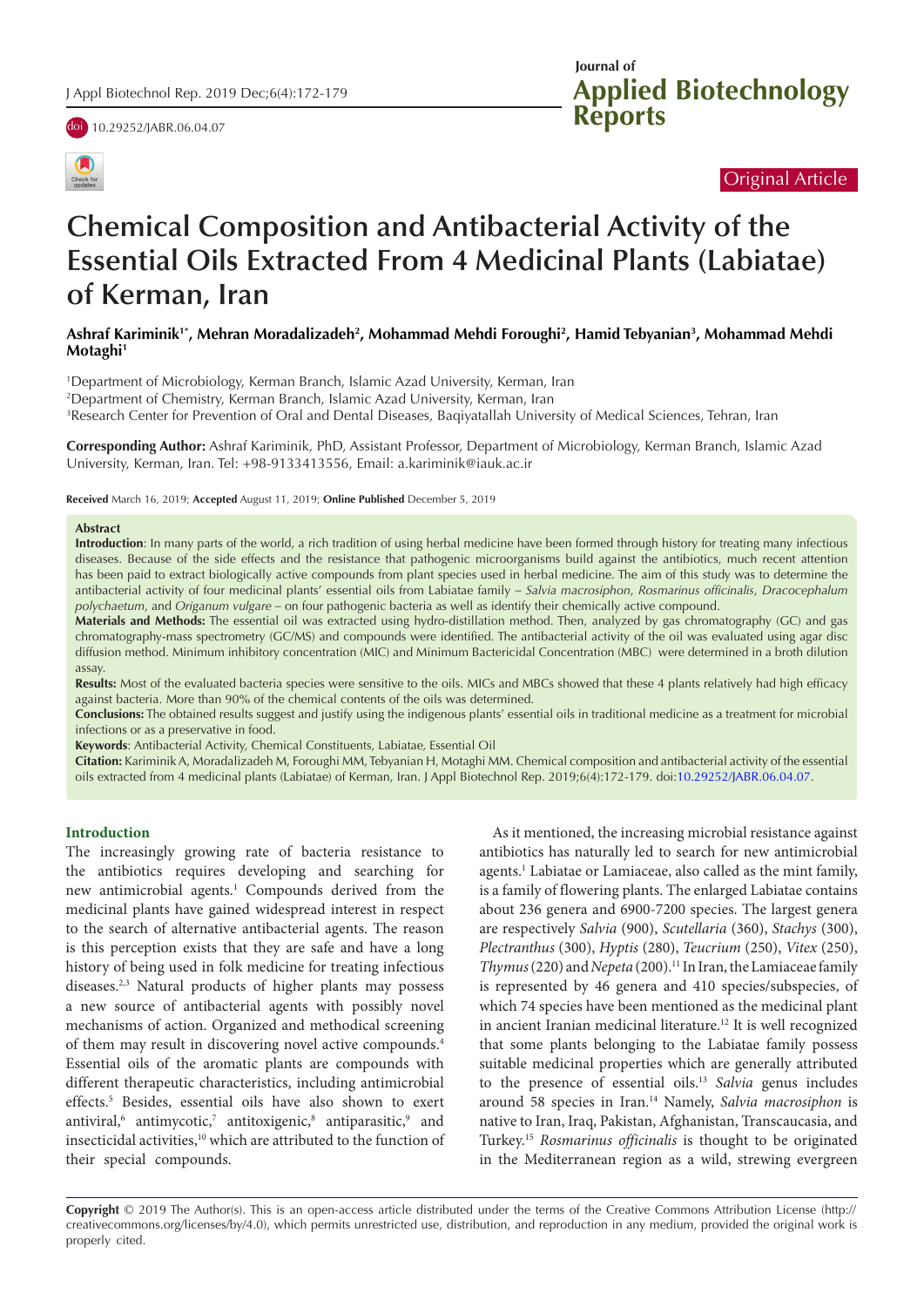Original Article

# Chemical Composition and Antibacterial Activity of the Essential Oils Extracted From 4 Medicinal Plants (Labiatae) of Kerman, Iran

**Ashraf Kariminik[1*], Mehran Moradalizadeh[2], Mohammad Mehdi Foroughi[2], Hamid Tebyanian[3], Mohammad Mehdi Motaghi[1]**

[1]Department of Microbiology, Kerman Branch, Islamic Azad University, Kerman, Iran
[2]Department of Chemistry, Kerman Branch, Islamic Azad University, Kerman, Iran
[3]Research Center for Prevention of Oral and Dental Diseases, Baqiyatallah University of Medical Sciences, Tehran, Iran

**Corresponding Author:** Ashraf Kariminik, PhD, Assistant Professor, Department of Microbiology, Kerman Branch, Islamic Azad University, Kerman, Iran. Tel: +98-9133413556, Email: a.kariminik@iauk.ac.ir

**Received** March 16, 2019; **Accepted** August 11, 2019; **Online Published** December 5, 2019

## Abstract

**Introduction**: In many parts of the world, a rich tradition of using herbal medicine have been formed through history for treating many infectious diseases. Because of the side effects and the resistance that pathogenic microorganisms build against the antibiotics, much recent attention has been paid to extract biologically active compounds from plant species used in herbal medicine. The aim of this study was to determine the antibacterial activity of four medicinal plants' essential oils from Labiatae family – *Salvia macrosiphon*, *Rosmarinus officinalis*, *Dracocephalum polychaetum*, and *Origanum vulgare* – on four pathogenic bacteria as well as identify their chemically active compound.

**Materials and Methods:** The essential oil was extracted using hydro-distillation method. Then, analyzed by gas chromatography (GC) and gas chromatography-mass spectrometry (GC/MS) and compounds were identified. The antibacterial activity of the oil was evaluated using agar disc diffusion method. Minimum inhibitory concentration (MIC) and Minimum Bactericidal Concentration (MBC) were determined in a broth dilution assay.

**Results:** Most of the evaluated bacteria species were sensitive to the oils. MICs and MBCs showed that these 4 plants relatively had high efficacy against bacteria. More than 90% of the chemical contents of the oils was determined.

**Conclusions:** The obtained results suggest and justify using the indigenous plants' essential oils in traditional medicine as a treatment for microbial infections or as a preservative in food.

**Keywords**: Antibacterial Activity, Chemical Constituents, Labiatae, Essential Oil

**Citation:** Kariminik A, Moradalizadeh M, Foroughi MM, Tebyanian H, Motaghi MM. Chemical composition and antibacterial activity of the essential oils extracted from 4 medicinal plants (Labiatae) of Kerman, Iran. J Appl Biotechnol Rep. 2019;6(4):172-179. doi:10.29252/JABR.06.04.07.

## Introduction

The increasingly growing rate of bacteria resistance to the antibiotics requires developing and searching for new antimicrobial agents.[1] Compounds derived from the medicinal plants have gained widespread interest in respect to the search of alternative antibacterial agents. The reason is this perception exists that they are safe and have a long history of being used in folk medicine for treating infectious diseases.[2,3] Natural products of higher plants may possess a new source of antibacterial agents with possibly novel mechanisms of action. Organized and methodical screening of them may result in discovering novel active compounds.[4] Essential oils of the aromatic plants are compounds with different therapeutic characteristics, including antimicrobial effects.[5] Besides, essential oils have also shown to exert antiviral,[6] antimycotic,[7] antitoxigenic,[8] antiparasitic,[9] and insecticidal activities,[10] which are attributed to the function of their special compounds.

As it mentioned, the increasing microbial resistance against antibiotics has naturally led to search for new antimicrobial agents.[1] Labiatae or Lamiaceae, also called as the mint family, is a family of flowering plants. The enlarged Labiatae contains about 236 genera and 6900-7200 species. The largest genera are respectively *Salvia* (900), *Scutellaria* (360), *Stachys* (300), *Plectranthus* (300), *Hyptis* (280), *Teucrium* (250), *Vitex* (250), *Thymus* (220) and *Nepeta* (200).[11] In Iran, the Lamiaceae family is represented by 46 genera and 410 species/subspecies, of which 74 species have been mentioned as the medicinal plant in ancient Iranian medicinal literature.[12] It is well recognized that some plants belonging to the Labiatae family possess suitable medicinal properties which are generally attributed to the presence of essential oils.[13] *Salvia* genus includes around 58 species in Iran.[14] Namely, *Salvia macrosiphon* is native to Iran, Iraq, Pakistan, Afghanistan, Transcaucasia, and Turkey.[15] *Rosmarinus officinalis* is thought to be originated in the Mediterranean region as a wild, strewing evergreen

**Copyright** © 2019 The Author(s). This is an open-access article distributed under the terms of the Creative Commons Attribution License (http://creativecommons.org/licenses/by/4.0), which permits unrestricted use, distribution, and reproduction in any medium, provided the original work is properly cited.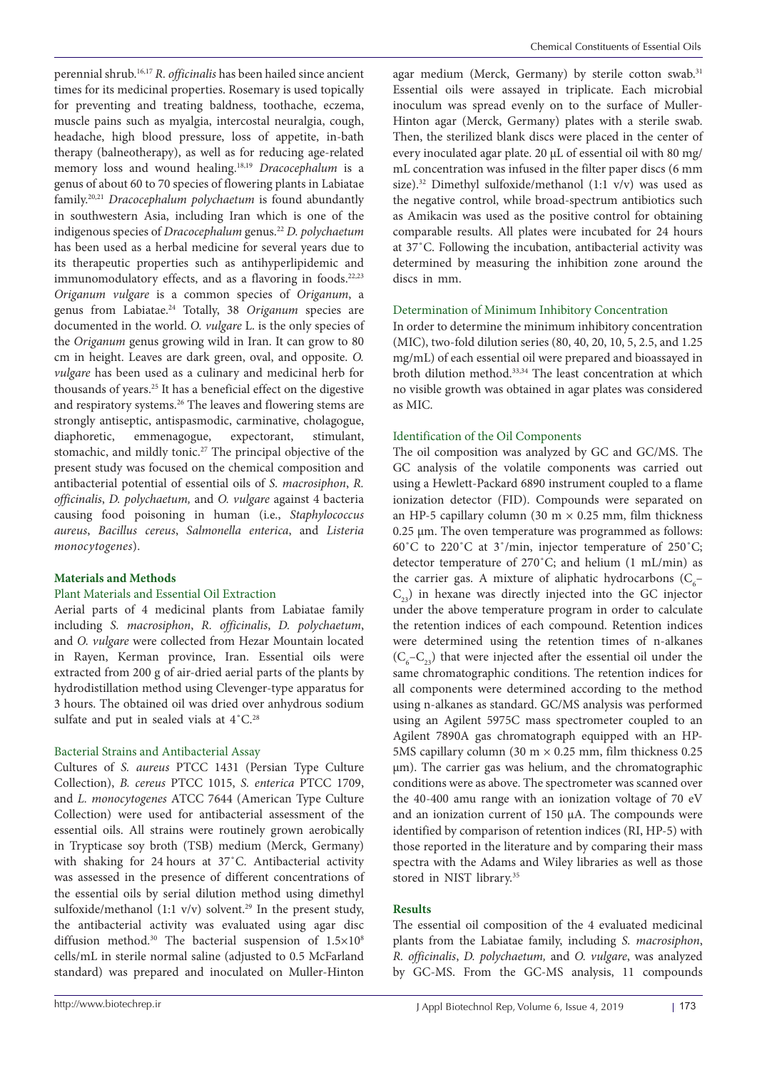perennial shrub.[16,17] *R. officinalis* has been hailed since ancient times for its medicinal properties. Rosemary is used topically for preventing and treating baldness, toothache, eczema, muscle pains such as myalgia, intercostal neuralgia, cough, headache, high blood pressure, loss of appetite, in-bath therapy (balneotherapy), as well as for reducing age-related memory loss and wound healing.[18,19] *Dracocephalum* is a genus of about 60 to 70 species of flowering plants in Labiatae family.[20,21] *Dracocephalum polychaetum* is found abundantly in southwestern Asia, including Iran which is one of the indigenous species of *Dracocephalum* genus.[22] *D. polychaetum* has been used as a herbal medicine for several years due to its therapeutic properties such as antihyperlipidemic and immunomodulatory effects, and as a flavoring in foods.[22,23] *Origanum vulgare* is a common species of *Origanum*, a genus from Labiatae.[24] Totally, 38 *Origanum* species are documented in the world. *O. vulgare* L. is the only species of the *Origanum* genus growing wild in Iran. It can grow to 80 cm in height. Leaves are dark green, oval, and opposite. *O. vulgare* has been used as a culinary and medicinal herb for thousands of years.[25] It has a beneficial effect on the digestive and respiratory systems.[26] The leaves and flowering stems are strongly antiseptic, antispasmodic, carminative, cholagogue, diaphoretic, emmenagogue, expectorant, stimulant, stomachic, and mildly tonic.[27] The principal objective of the present study was focused on the chemical composition and antibacterial potential of essential oils of *S. macrosiphon*, *R. officinalis*, *D. polychaetum,* and *O. vulgare* against 4 bacteria causing food poisoning in human (i.e., *Staphylococcus aureus*, *Bacillus cereus*, *Salmonella enterica*, and *Listeria monocytogenes*).

## Materials and Methods

### Plant Materials and Essential Oil Extraction

Aerial parts of 4 medicinal plants from Labiatae family including *S. macrosiphon*, *R. officinalis*, *D. polychaetum*, and *O. vulgare* were collected from Hezar Mountain located in Rayen, Kerman province, Iran. Essential oils were extracted from 200 g of air-dried aerial parts of the plants by hydrodistillation method using Clevenger-type apparatus for 3 hours. The obtained oil was dried over anhydrous sodium sulfate and put in sealed vials at 4˚C.[28]

### Bacterial Strains and Antibacterial Assay

Cultures of *S. aureus* PTCC 1431 (Persian Type Culture Collection), *B. cereus* PTCC 1015, *S. enterica* PTCC 1709, and *L. monocytogenes* ATCC 7644 (American Type Culture Collection) were used for antibacterial assessment of the essential oils. All strains were routinely grown aerobically in Trypticase soy broth (TSB) medium (Merck, Germany) with shaking for 24 hours at 37˚C. Antibacterial activity was assessed in the presence of different concentrations of the essential oils by serial dilution method using dimethyl sulfoxide/methanol (1:1 v/v) solvent.[29] In the present study, the antibacterial activity was evaluated using agar disc diffusion method.[30] The bacterial suspension of $1.5\times10^8$ cells/mL in sterile normal saline (adjusted to 0.5 McFarland standard) was prepared and inoculated on Muller-Hinton agar medium (Merck, Germany) by sterile cotton swab.[31] Essential oils were assayed in triplicate. Each microbial inoculum was spread evenly on to the surface of Muller-Hinton agar (Merck, Germany) plates with a sterile swab. Then, the sterilized blank discs were placed in the center of every inoculated agar plate. 20 µL of essential oil with 80 mg/mL concentration was infused in the filter paper discs (6 mm size).[32] Dimethyl sulfoxide/methanol (1:1 v/v) was used as the negative control, while broad-spectrum antibiotics such as Amikacin was used as the positive control for obtaining comparable results. All plates were incubated for 24 hours at 37˚C. Following the incubation, antibacterial activity was determined by measuring the inhibition zone around the discs in mm.

### Determination of Minimum Inhibitory Concentration

In order to determine the minimum inhibitory concentration (MIC), two-fold dilution series (80, 40, 20, 10, 5, 2.5, and 1.25 mg/mL) of each essential oil were prepared and bioassayed in broth dilution method.[33,34] The least concentration at which no visible growth was obtained in agar plates was considered as MIC.

### Identification of the Oil Components

The oil composition was analyzed by GC and GC/MS. The GC analysis of the volatile components was carried out using a Hewlett-Packard 6890 instrument coupled to a flame ionization detector (FID). Compounds were separated on an HP-5 capillary column (30 m × 0.25 mm, film thickness 0.25 µm. The oven temperature was programmed as follows: 60˚C to 220˚C at 3˚/min, injector temperature of 250˚C; detector temperature of 270˚C; and helium (1 mL/min) as the carrier gas. A mixture of aliphatic hydrocarbons ($C_6$–$C_{23}$) in hexane was directly injected into the GC injector under the above temperature program in order to calculate the retention indices of each compound. Retention indices were determined using the retention times of n-alkanes ($C_6$–$C_{23}$) that were injected after the essential oil under the same chromatographic conditions. The retention indices for all components were determined according to the method using n-alkanes as standard. GC/MS analysis was performed using an Agilent 5975C mass spectrometer coupled to an Agilent 7890A gas chromatograph equipped with an HP-5MS capillary column (30 m × 0.25 mm, film thickness 0.25 µm). The carrier gas was helium, and the chromatographic conditions were as above. The spectrometer was scanned over the 40-400 amu range with an ionization voltage of 70 eV and an ionization current of 150 µA. The compounds were identified by comparison of retention indices (RI, HP-5) with those reported in the literature and by comparing their mass spectra with the Adams and Wiley libraries as well as those stored in NIST library.[35]

## Results

The essential oil composition of the 4 evaluated medicinal plants from the Labiatae family, including *S. macrosiphon*, *R. officinalis*, *D. polychaetum,* and *O. vulgare*, was analyzed by GC-MS. From the GC-MS analysis, 11 compounds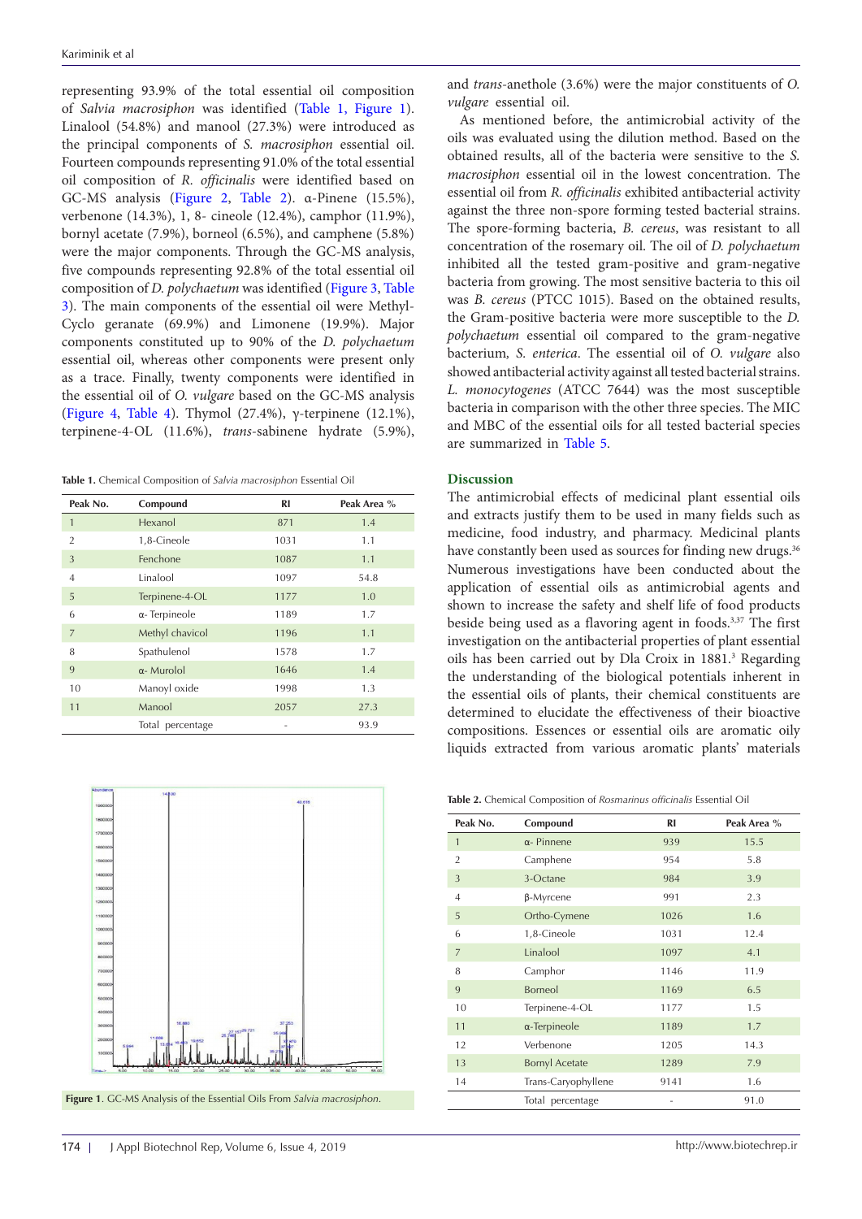representing 93.9% of the total essential oil composition of *Salvia macrosiphon* was identified (Table 1, Figure 1). Linalool (54.8%) and manool (27.3%) were introduced as the principal components of *S. macrosiphon* essential oil. Fourteen compounds representing 91.0% of the total essential oil composition of *R. officinalis* were identified based on GC-MS analysis (Figure 2, Table 2). α-Pinene (15.5%), verbenone (14.3%), 1, 8- cineole (12.4%), camphor (11.9%), bornyl acetate (7.9%), borneol (6.5%), and camphene (5.8%) were the major components. Through the GC-MS analysis, five compounds representing 92.8% of the total essential oil composition of *D. polychaetum* was identified (Figure 3, Table 3). The main components of the essential oil were Methyl-Cyclo geranate (69.9%) and Limonene (19.9%). Major components constituted up to 90% of the *D. polychaetum* essential oil, whereas other components were present only as a trace. Finally, twenty components were identified in the essential oil of *O. vulgare* based on the GC-MS analysis (Figure 4, Table 4). Thymol (27.4%), γ-terpinene (12.1%), terpinene-4-OL (11.6%), *trans*-sabinene hydrate (5.9%), and *trans*-anethole (3.6%) were the major constituents of *O. vulgare* essential oil.

As mentioned before, the antimicrobial activity of the oils was evaluated using the dilution method. Based on the obtained results, all of the bacteria were sensitive to the *S. macrosiphon* essential oil in the lowest concentration. The essential oil from *R. officinalis* exhibited antibacterial activity against the three non-spore forming tested bacterial strains. The spore-forming bacteria, *B. cereus*, was resistant to all concentration of the rosemary oil. The oil of *D. polychaetum* inhibited all the tested gram-positive and gram-negative bacteria from growing. The most sensitive bacteria to this oil was *B. cereus* (PTCC 1015). Based on the obtained results, the Gram-positive bacteria were more susceptible to the *D. polychaetum* essential oil compared to the gram-negative bacterium, *S. enterica*. The essential oil of *O. vulgare* also showed antibacterial activity against all tested bacterial strains. *L. monocytogenes* (ATCC 7644) was the most susceptible bacteria in comparison with the other three species. The MIC and MBC of the essential oils for all tested bacterial species are summarized in Table 5.

**Table 1.** Chemical Composition of *Salvia macrosiphon* Essential Oil

| Peak No. | Compound | RI | Peak Area % |
|---|---|---|---|
| 1 | Hexanol | 871 | 1.4 |
| 2 | 1,8-Cineole | 1031 | 1.1 |
| 3 | Fenchone | 1087 | 1.1 |
| 4 | Linalool | 1097 | 54.8 |
| 5 | Terpinene-4-OL | 1177 | 1.0 |
| 6 | α- Terpineole | 1189 | 1.7 |
| 7 | Methyl chavicol | 1196 | 1.1 |
| 8 | Spathulenol | 1578 | 1.7 |
| 9 | α- Murolol | 1646 | 1.4 |
| 10 | Manoyl oxide | 1998 | 1.3 |
| 11 | Manool | 2057 | 27.3 |
| | Total percentage | - | 93.9 |

**Figure 1**. GC-MS Analysis of the Essential Oils From *Salvia macrosiphon*.

## Discussion

The antimicrobial effects of medicinal plant essential oils and extracts justify them to be used in many fields such as medicine, food industry, and pharmacy. Medicinal plants have constantly been used as sources for finding new drugs.[36] Numerous investigations have been conducted about the application of essential oils as antimicrobial agents and shown to increase the safety and shelf life of food products beside being used as a flavoring agent in foods.[3,37] The first investigation on the antibacterial properties of plant essential oils has been carried out by Dla Croix in 1881.[3] Regarding the understanding of the biological potentials inherent in the essential oils of plants, their chemical constituents are determined to elucidate the effectiveness of their bioactive compositions. Essences or essential oils are aromatic oily liquids extracted from various aromatic plants' materials

**Table 2.** Chemical Composition of *Rosmarinus officinalis* Essential Oil

| Peak No. | Compound | RI | Peak Area % |
|---|---|---|---|
| 1 | α- Pinnene | 939 | 15.5 |
| 2 | Camphene | 954 | 5.8 |
| 3 | 3-Octane | 984 | 3.9 |
| 4 | β-Myrcene | 991 | 2.3 |
| 5 | Ortho-Cymene | 1026 | 1.6 |
| 6 | 1,8-Cineole | 1031 | 12.4 |
| 7 | Linalool | 1097 | 4.1 |
| 8 | Camphor | 1146 | 11.9 |
| 9 | Borneol | 1169 | 6.5 |
| 10 | Terpinene-4-OL | 1177 | 1.5 |
| 11 | α-Terpineole | 1189 | 1.7 |
| 12 | Verbenone | 1205 | 14.3 |
| 13 | Bornyl Acetate | 1289 | 7.9 |
| 14 | Trans-Caryophyllene | 9141 | 1.6 |
| | Total percentage | - | 91.0 |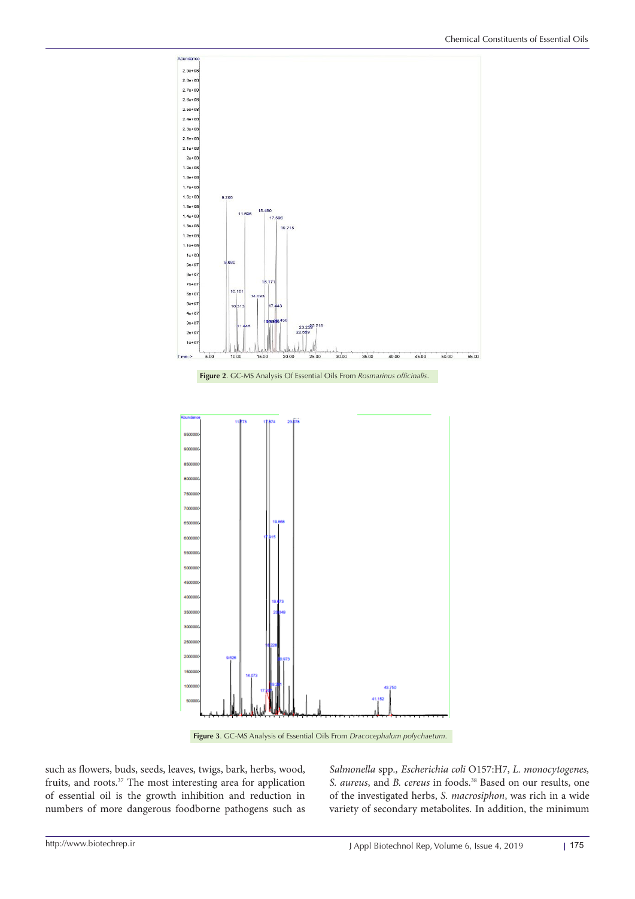**Figure 2**. GC-MS Analysis Of Essential Oils From *Rosmarinus officinalis*.

**Figure 3**. GC-MS Analysis of Essential Oils From *Dracocephalum polychaetum*.

such as flowers, buds, seeds, leaves, twigs, bark, herbs, wood, fruits, and roots.[37] The most interesting area for application of essential oil is the growth inhibition and reduction in numbers of more dangerous foodborne pathogens such as *Salmonella* spp., *Escherichia coli* O157:H7, *L. monocytogenes, S. aureus*, and *B. cereus* in foods.[38] Based on our results, one of the investigated herbs, *S. macrosiphon*, was rich in a wide variety of secondary metabolites. In addition, the minimum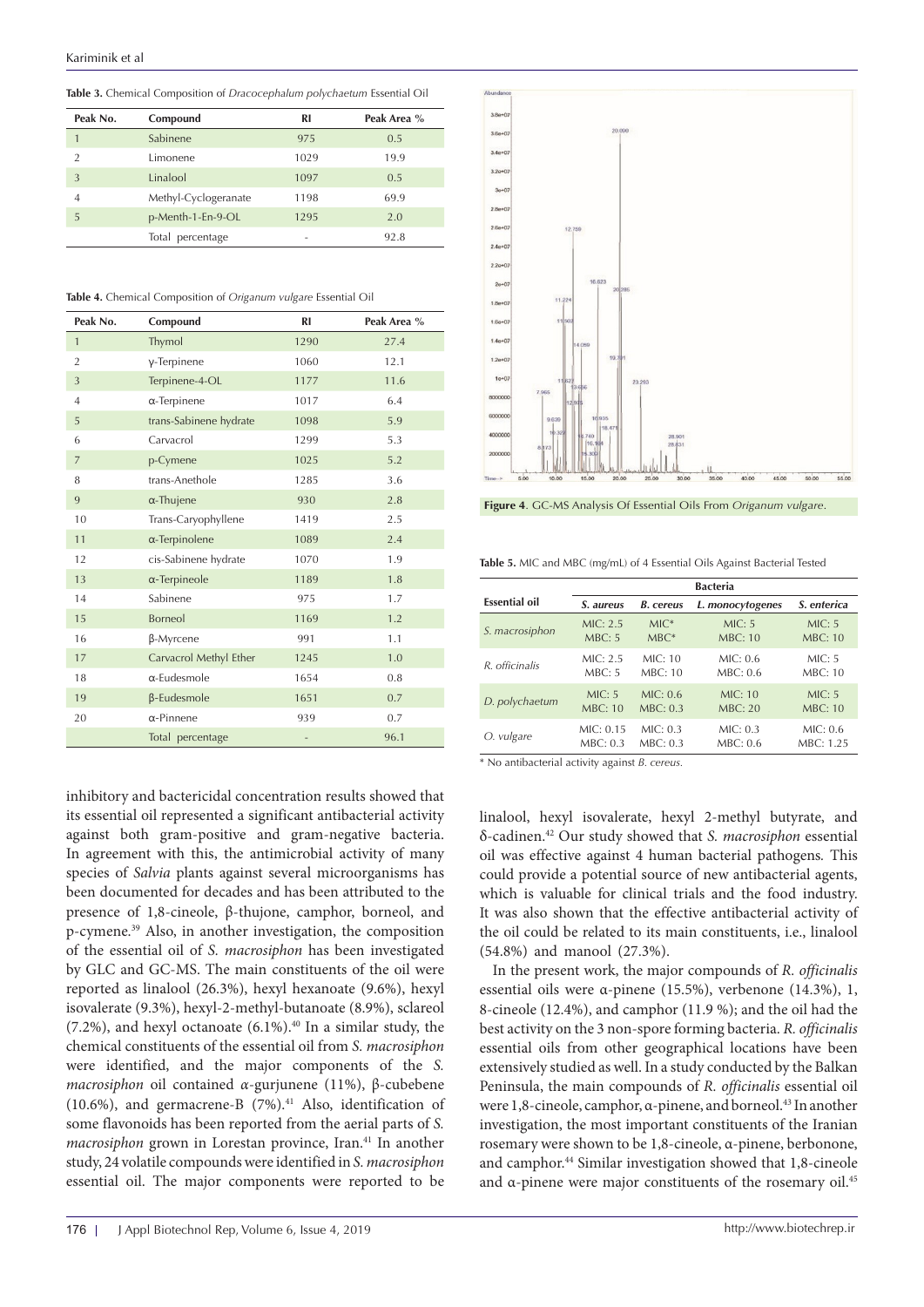**Table 3.** Chemical Composition of *Dracocephalum polychaetum* Essential Oil

| Peak No. | Compound | RI | Peak Area % |
|---|---|---|---|
| 1 | Sabinene | 975 | 0.5 |
| 2 | Limonene | 1029 | 19.9 |
| 3 | Linalool | 1097 | 0.5 |
| 4 | Methyl-Cyclogeranate | 1198 | 69.9 |
| 5 | p-Menth-1-En-9-OL | 1295 | 2.0 |
| | Total percentage | - | 92.8 |

**Table 4.** Chemical Composition of *Origanum vulgare* Essential Oil

| Peak No. | Compound | RI | Peak Area % |
|---|---|---|---|
| 1 | Thymol | 1290 | 27.4 |
| 2 | γ-Terpinene | 1060 | 12.1 |
| 3 | Terpinene-4-OL | 1177 | 11.6 |
| 4 | α-Terpinene | 1017 | 6.4 |
| 5 | trans-Sabinene hydrate | 1098 | 5.9 |
| 6 | Carvacrol | 1299 | 5.3 |
| 7 | p-Cymene | 1025 | 5.2 |
| 8 | trans-Anethole | 1285 | 3.6 |
| 9 | α-Thujene | 930 | 2.8 |
| 10 | Trans-Caryophyllene | 1419 | 2.5 |
| 11 | α-Terpinolene | 1089 | 2.4 |
| 12 | cis-Sabinene hydrate | 1070 | 1.9 |
| 13 | α-Terpineole | 1189 | 1.8 |
| 14 | Sabinene | 975 | 1.7 |
| 15 | Borneol | 1169 | 1.2 |
| 16 | β-Myrcene | 991 | 1.1 |
| 17 | Carvacrol Methyl Ether | 1245 | 1.0 |
| 18 | α-Eudesmole | 1654 | 0.8 |
| 19 | β-Eudesmole | 1651 | 0.7 |
| 20 | α-Pinnene | 939 | 0.7 |
| | Total percentage | - | 96.1 |

inhibitory and bactericidal concentration results showed that its essential oil represented a significant antibacterial activity against both gram-positive and gram-negative bacteria. In agreement with this, the antimicrobial activity of many species of *Salvia* plants against several microorganisms has been documented for decades and has been attributed to the presence of 1,8-cineole, β-thujone, camphor, borneol, and p-cymene.[39] Also, in another investigation, the composition of the essential oil of *S. macrosiphon* has been investigated by GLC and GC-MS. The main constituents of the oil were reported as linalool (26.3%), hexyl hexanoate (9.6%), hexyl isovalerate (9.3%), hexyl-2-methyl-butanoate (8.9%), sclareol (7.2%), and hexyl octanoate (6.1%).[40] In a similar study, the chemical constituents of the essential oil from *S. macrosiphon* were identified, and the major components of the *S. macrosiphon* oil contained α-gurjunene (11%), β-cubebene (10.6%), and germacrene-B (7%).[41] Also, identification of some flavonoids has been reported from the aerial parts of *S. macrosiphon* grown in Lorestan province, Iran.[41] In another study, 24 volatile compounds were identified in *S. macrosiphon* essential oil. The major components were reported to be

**Figure 4**. GC-MS Analysis Of Essential Oils From *Origanum vulgare*.

**Table 5.** MIC and MBC (mg/mL) of 4 Essential Oils Against Bacterial Tested

| Essential oil | Bacteria | | | |
|---|---|---|---|---|
| | *S. aureus* | *B. cereus* | *L. monocytogenes* | *S. enterica* |
| *S. macrosiphon* | MIC: 2.5<br>MBC: 5 | MIC*<br>MBC* | MIC: 5<br>MBC: 10 | MIC: 5<br>MBC: 10 |
| *R. officinalis* | MIC: 2.5<br>MBC: 5 | MIC: 10<br>MBC: 10 | MIC: 0.6<br>MBC: 0.6 | MIC: 5<br>MBC: 10 |
| *D. polychaetum* | MIC: 5<br>MBC: 10 | MIC: 0.6<br>MBC: 0.3 | MIC: 10<br>MBC: 20 | MIC: 5<br>MBC: 10 |
| *O. vulgare* | MIC: 0.15<br>MBC: 0.3 | MIC: 0.3<br>MBC: 0.3 | MIC: 0.3<br>MBC: 0.6 | MIC: 0.6<br>MBC: 1.25 |

\* No antibacterial activity against *B. cereus*.

linalool, hexyl isovalerate, hexyl 2-methyl butyrate, and δ-cadinen.[42] Our study showed that *S. macrosiphon* essential oil was effective against 4 human bacterial pathogens. This could provide a potential source of new antibacterial agents, which is valuable for clinical trials and the food industry. It was also shown that the effective antibacterial activity of the oil could be related to its main constituents, i.e., linalool (54.8%) and manool (27.3%).

In the present work, the major compounds of *R. officinalis* essential oils were α-pinene (15.5%), verbenone (14.3%), 1, 8-cineole (12.4%), and camphor (11.9 %); and the oil had the best activity on the 3 non-spore forming bacteria. *R. officinalis* essential oils from other geographical locations have been extensively studied as well. In a study conducted by the Balkan Peninsula, the main compounds of *R. officinalis* essential oil were 1,8-cineole, camphor, α-pinene, and borneol.[43] In another investigation, the most important constituents of the Iranian rosemary were shown to be 1,8-cineole, α-pinene, berbonone, and camphor.[44] Similar investigation showed that 1,8-cineole and α-pinene were major constituents of the rosemary oil.[45]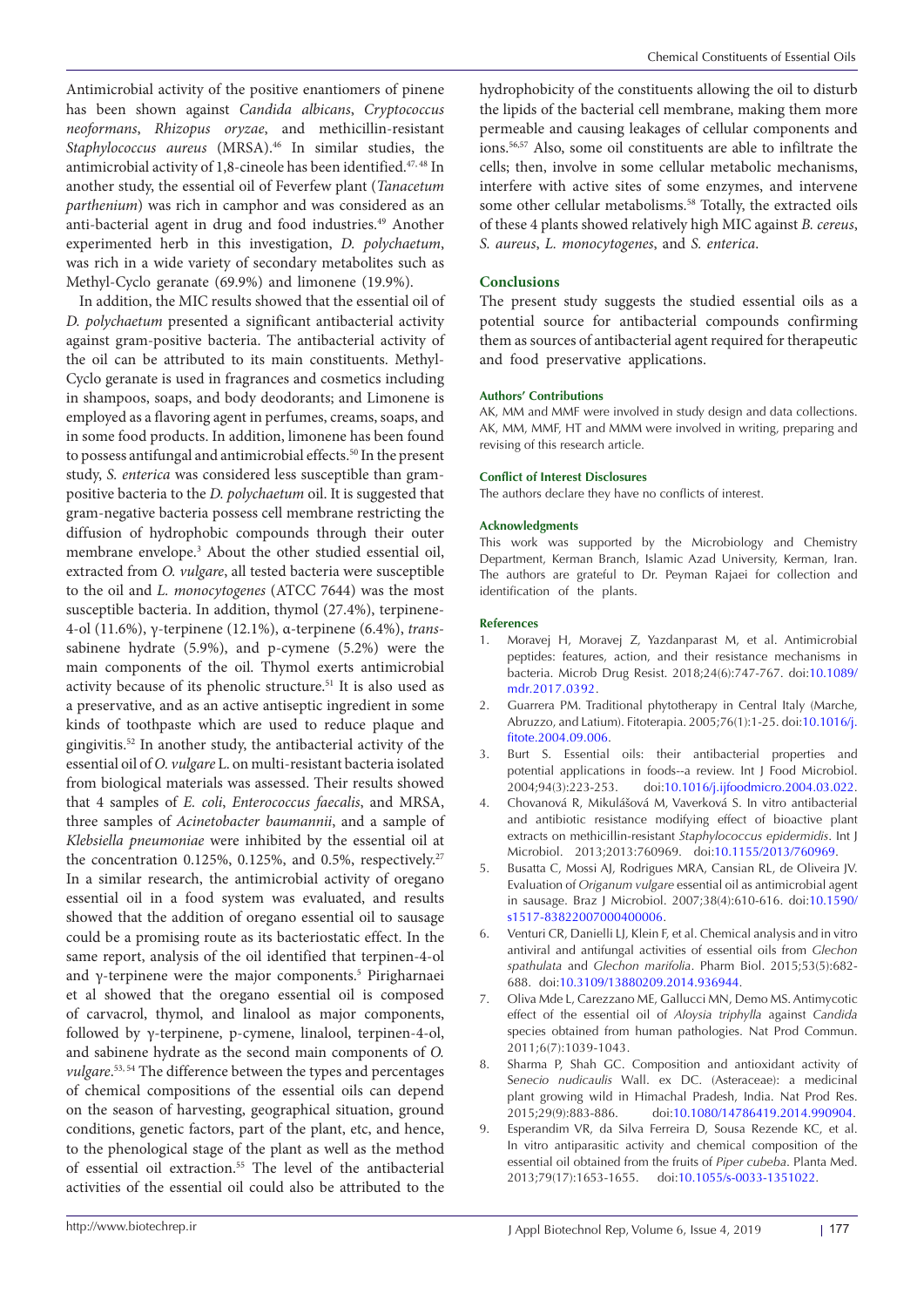Antimicrobial activity of the positive enantiomers of pinene has been shown against *Candida albicans*, *Cryptococcus neoformans*, *Rhizopus oryzae*, and methicillin-resistant *Staphylococcus aureus* (MRSA).[46] In similar studies, the antimicrobial activity of 1,8-cineole has been identified.[47, 48] In another study, the essential oil of Feverfew plant (*Tanacetum parthenium*) was rich in camphor and was considered as an anti-bacterial agent in drug and food industries.[49] Another experimented herb in this investigation, *D. polychaetum*, was rich in a wide variety of secondary metabolites such as Methyl-Cyclo geranate (69.9%) and limonene (19.9%).

In addition, the MIC results showed that the essential oil of *D. polychaetum* presented a significant antibacterial activity against gram-positive bacteria. The antibacterial activity of the oil can be attributed to its main constituents. Methyl-Cyclo geranate is used in fragrances and cosmetics including in shampoos, soaps, and body deodorants; and Limonene is employed as a flavoring agent in perfumes, creams, soaps, and in some food products. In addition, limonene has been found to possess antifungal and antimicrobial effects.[50] In the present study, *S. enterica* was considered less susceptible than gram-positive bacteria to the *D. polychaetum* oil. It is suggested that gram-negative bacteria possess cell membrane restricting the diffusion of hydrophobic compounds through their outer membrane envelope.[3] About the other studied essential oil, extracted from *O. vulgare*, all tested bacteria were susceptible to the oil and *L. monocytogenes* (ATCC 7644) was the most susceptible bacteria. In addition, thymol (27.4%), terpinene-4-ol (11.6%), γ-terpinene (12.1%), α-terpinene (6.4%), *trans*-sabinene hydrate (5.9%), and p-cymene (5.2%) were the main components of the oil. Thymol exerts antimicrobial activity because of its phenolic structure.[51] It is also used as a preservative, and as an active antiseptic ingredient in some kinds of toothpaste which are used to reduce plaque and gingivitis.[52] In another study, the antibacterial activity of the essential oil of *O. vulgare* L. on multi-resistant bacteria isolated from biological materials was assessed. Their results showed that 4 samples of *E. coli*, *Enterococcus faecalis*, and MRSA, three samples of *Acinetobacter baumannii*, and a sample of *Klebsiella pneumoniae* were inhibited by the essential oil at the concentration 0.125%, 0.125%, and 0.5%, respectively.[27] In a similar research, the antimicrobial activity of oregano essential oil in a food system was evaluated, and results showed that the addition of oregano essential oil to sausage could be a promising route as its bacteriostatic effect. In the same report, analysis of the oil identified that terpinen-4-ol and γ-terpinene were the major components.[5] Pirigharnaei et al showed that the oregano essential oil is composed of carvacrol, thymol, and linalool as major components, followed by γ-terpinene, p-cymene, linalool, terpinen-4-ol, and sabinene hydrate as the second main components of *O. vulgare*.[53, 54] The difference between the types and percentages of chemical compositions of the essential oils can depend on the season of harvesting, geographical situation, ground conditions, genetic factors, part of the plant, etc, and hence, to the phenological stage of the plant as well as the method of essential oil extraction.[55] The level of the antibacterial activities of the essential oil could also be attributed to the hydrophobicity of the constituents allowing the oil to disturb the lipids of the bacterial cell membrane, making them more permeable and causing leakages of cellular components and ions.[56,57] Also, some oil constituents are able to infiltrate the cells; then, involve in some cellular metabolic mechanisms, interfere with active sites of some enzymes, and intervene some other cellular metabolisms.[58] Totally, the extracted oils of these 4 plants showed relatively high MIC against *B. cereus*, *S. aureus*, *L. monocytogenes*, and *S. enterica*.

## Conclusions

The present study suggests the studied essential oils as a potential source for antibacterial compounds confirming them as sources of antibacterial agent required for therapeutic and food preservative applications.

#### Authors' Contributions

AK, MM and MMF were involved in study design and data collections. AK, MM, MMF, HT and MMM were involved in writing, preparing and revising of this research article.

#### Conflict of Interest Disclosures

The authors declare they have no conflicts of interest.

#### Acknowledgments

This work was supported by the Microbiology and Chemistry Department, Kerman Branch, Islamic Azad University, Kerman, Iran. The authors are grateful to Dr. Peyman Rajaei for collection and identification of the plants.

#### References

1. Moravej H, Moravej Z, Yazdanparast M, et al. Antimicrobial peptides: features, action, and their resistance mechanisms in bacteria. Microb Drug Resist. 2018;24(6):747-767. doi:10.1089/mdr.2017.0392.
2. Guarrera PM. Traditional phytotherapy in Central Italy (Marche, Abruzzo, and Latium). Fitoterapia. 2005;76(1):1-25. doi:10.1016/j.fitote.2004.09.006.
3. Burt S. Essential oils: their antibacterial properties and potential applications in foods--a review. Int J Food Microbiol. 2004;94(3):223-253. doi:10.1016/j.ijfoodmicro.2004.03.022.
4. Chovanová R, Mikulášová M, Vaverková S. In vitro antibacterial and antibiotic resistance modifying effect of bioactive plant extracts on methicillin-resistant *Staphylococcus epidermidis*. Int J Microbiol. 2013;2013:760969. doi:10.1155/2013/760969.
5. Busatta C, Mossi AJ, Rodrigues MRA, Cansian RL, de Oliveira JV. Evaluation of *Origanum vulgare* essential oil as antimicrobial agent in sausage. Braz J Microbiol. 2007;38(4):610-616. doi:10.1590/s1517-83822007000400006.
6. Venturi CR, Danielli LJ, Klein F, et al. Chemical analysis and in vitro antiviral and antifungal activities of essential oils from *Glechon spathulata* and *Glechon marifolia*. Pharm Biol. 2015;53(5):682-688. doi:10.3109/13880209.2014.936944.
7. Oliva Mde L, Carezzano ME, Gallucci MN, Demo MS. Antimycotic effect of the essential oil of *Aloysia triphylla* against *Candida* species obtained from human pathologies. Nat Prod Commun. 2011;6(7):1039-1043.
8. Sharma P, Shah GC. Composition and antioxidant activity of *Senecio nudicaulis* Wall. ex DC. (Asteraceae): a medicinal plant growing wild in Himachal Pradesh, India. Nat Prod Res. 2015;29(9):883-886. doi:10.1080/14786419.2014.990904.
9. Esperandim VR, da Silva Ferreira D, Sousa Rezende KC, et al. In vitro antiparasitic activity and chemical composition of the essential oil obtained from the fruits of *Piper cubeba*. Planta Med. 2013;79(17):1653-1655. doi:10.1055/s-0033-1351022.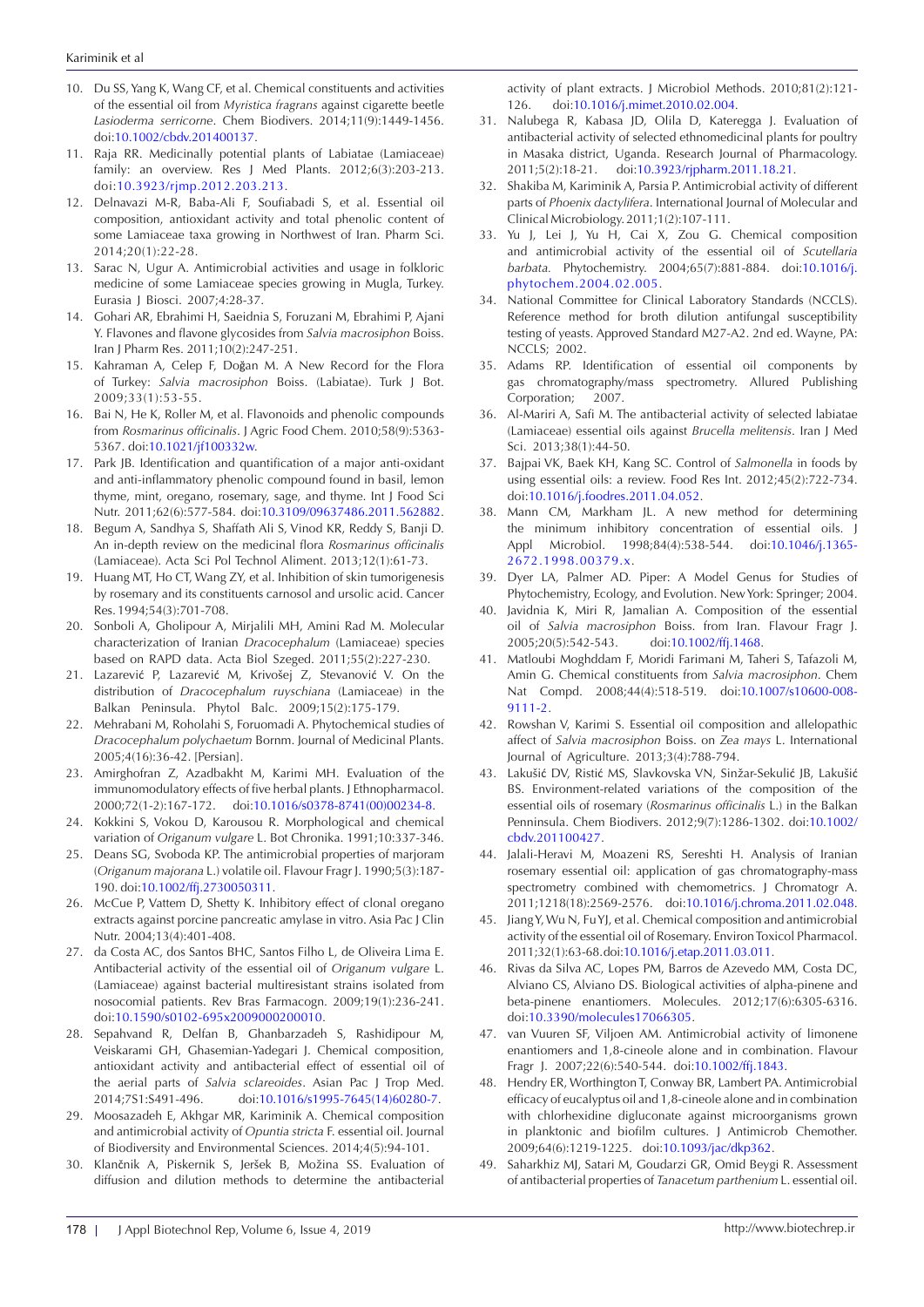10. Du SS, Yang K, Wang CF, et al. Chemical constituents and activities of the essential oil from *Myristica fragrans* against cigarette beetle *Lasioderma serricorne*. Chem Biodivers. 2014;11(9):1449-1456. doi:10.1002/cbdv.201400137.
11. Raja RR. Medicinally potential plants of Labiatae (Lamiaceae) family: an overview. Res J Med Plants. 2012;6(3):203-213. doi:10.3923/rjmp.2012.203.213.
12. Delnavazi M-R, Baba-Ali F, Soufiabadi S, et al. Essential oil composition, antioxidant activity and total phenolic content of some Lamiaceae taxa growing in Northwest of Iran. Pharm Sci. 2014;20(1):22-28.
13. Sarac N, Ugur A. Antimicrobial activities and usage in folkloric medicine of some Lamiaceae species growing in Mugla, Turkey. Eurasia J Biosci. 2007;4:28-37.
14. Gohari AR, Ebrahimi H, Saeidnia S, Foruzani M, Ebrahimi P, Ajani Y. Flavones and flavone glycosides from *Salvia macrosiphon* Boiss. Iran J Pharm Res. 2011;10(2):247-251.
15. Kahraman A, Celep F, Doğan M. A New Record for the Flora of Turkey: *Salvia macrosiphon* Boiss. (Labiatae). Turk J Bot. 2009;33(1):53-55.
16. Bai N, He K, Roller M, et al. Flavonoids and phenolic compounds from *Rosmarinus officinalis*. J Agric Food Chem. 2010;58(9):5363-5367. doi:10.1021/jf100332w.
17. Park JB. Identification and quantification of a major anti-oxidant and anti-inflammatory phenolic compound found in basil, lemon thyme, mint, oregano, rosemary, sage, and thyme. Int J Food Sci Nutr. 2011;62(6):577-584. doi:10.3109/09637486.2011.562882.
18. Begum A, Sandhya S, Shaffath Ali S, Vinod KR, Reddy S, Banji D. An in-depth review on the medicinal flora *Rosmarinus officinalis* (Lamiaceae). Acta Sci Pol Technol Aliment. 2013;12(1):61-73.
19. Huang MT, Ho CT, Wang ZY, et al. Inhibition of skin tumorigenesis by rosemary and its constituents carnosol and ursolic acid. Cancer Res. 1994;54(3):701-708.
20. Sonboli A, Gholipour A, Mirjalili MH, Amini Rad M. Molecular characterization of Iranian *Dracocephalum* (Lamiaceae) species based on RAPD data. Acta Biol Szeged. 2011;55(2):227-230.
21. Lazarević P, Lazarević M, Krivošej Z, Stevanović V. On the distribution of *Dracocephalum ruyschiana* (Lamiaceae) in the Balkan Peninsula. Phytol Balc. 2009;15(2):175-179.
22. Mehrabani M, Roholahi S, Foruomadi A. Phytochemical studies of *Dracocephalum polychaetum* Bornm. Journal of Medicinal Plants. 2005;4(16):36-42. [Persian].
23. Amirghofran Z, Azadbakht M, Karimi MH. Evaluation of the immunomodulatory effects of five herbal plants. J Ethnopharmacol. 2000;72(1-2):167-172. doi:10.1016/s0378-8741(00)00234-8.
24. Kokkini S, Vokou D, Karousou R. Morphological and chemical variation of *Origanum vulgare* L. Bot Chronika. 1991;10:337-346.
25. Deans SG, Svoboda KP. The antimicrobial properties of marjoram (*Origanum majorana* L.) volatile oil. Flavour Fragr J. 1990;5(3):187-190. doi:10.1002/ffj.2730050311.
26. McCue P, Vattem D, Shetty K. Inhibitory effect of clonal oregano extracts against porcine pancreatic amylase in vitro. Asia Pac J Clin Nutr. 2004;13(4):401-408.
27. da Costa AC, dos Santos BHC, Santos Filho L, de Oliveira Lima E. Antibacterial activity of the essential oil of *Origanum vulgare* L. (Lamiaceae) against bacterial multiresistant strains isolated from nosocomial patients. Rev Bras Farmacogn. 2009;19(1):236-241. doi:10.1590/s0102-695x2009000200010.
28. Sepahvand R, Delfan B, Ghanbarzadeh S, Rashidipour M, Veiskarami GH, Ghasemian-Yadegari J. Chemical composition, antioxidant activity and antibacterial effect of essential oil of the aerial parts of *Salvia sclareoides*. Asian Pac J Trop Med. 2014;7S1:S491-496. doi:10.1016/s1995-7645(14)60280-7.
29. Moosazadeh E, Akhgar MR, Kariminik A. Chemical composition and antimicrobial activity of *Opuntia stricta* F. essential oil. Journal of Biodiversity and Environmental Sciences. 2014;4(5):94-101.
30. Klančnik A, Piskernik S, Jeršek B, Možina SS. Evaluation of diffusion and dilution methods to determine the antibacterial activity of plant extracts. J Microbiol Methods. 2010;81(2):121-126. doi:10.1016/j.mimet.2010.02.004.
31. Nalubega R, Kabasa JD, Olila D, Kateregga J. Evaluation of antibacterial activity of selected ethnomedicinal plants for poultry in Masaka district, Uganda. Research Journal of Pharmacology. 2011;5(2):18-21. doi:10.3923/rjpharm.2011.18.21.
32. Shakiba M, Kariminik A, Parsia P. Antimicrobial activity of different parts of *Phoenix dactylifera*. International Journal of Molecular and Clinical Microbiology. 2011;1(2):107-111.
33. Yu J, Lei J, Yu H, Cai X, Zou G. Chemical composition and antimicrobial activity of the essential oil of *Scutellaria barbata*. Phytochemistry. 2004;65(7):881-884. doi:10.1016/j.phytochem.2004.02.005.
34. National Committee for Clinical Laboratory Standards (NCCLS). Reference method for broth dilution antifungal susceptibility testing of yeasts. Approved Standard M27-A2. 2nd ed. Wayne, PA: NCCLS; 2002.
35. Adams RP. Identification of essential oil components by gas chromatography/mass spectrometry. Allured Publishing Corporation; 2007.
36. Al-Mariri A, Safi M. The antibacterial activity of selected labiatae (Lamiaceae) essential oils against *Brucella melitensis*. Iran J Med Sci. 2013;38(1):44-50.
37. Bajpai VK, Baek KH, Kang SC. Control of *Salmonella* in foods by using essential oils: a review. Food Res Int. 2012;45(2):722-734. doi:10.1016/j.foodres.2011.04.052.
38. Mann CM, Markham JL. A new method for determining the minimum inhibitory concentration of essential oils. J Appl Microbiol. 1998;84(4):538-544. doi:10.1046/j.1365-2672.1998.00379.x.
39. Dyer LA, Palmer AD. Piper: A Model Genus for Studies of Phytochemistry, Ecology, and Evolution. New York: Springer; 2004.
40. Javidnia K, Miri R, Jamalian A. Composition of the essential oil of *Salvia macrosiphon* Boiss. from Iran. Flavour Fragr J. 2005;20(5):542-543. doi:10.1002/ffj.1468.
41. Matloubi Moghddam F, Moridi Farimani M, Taheri S, Tafazoli M, Amin G. Chemical constituents from *Salvia macrosiphon*. Chem Nat Compd. 2008;44(4):518-519. doi:10.1007/s10600-008-9111-2.
42. Rowshan V, Karimi S. Essential oil composition and allelopathic affect of *Salvia macrosiphon* Boiss. on *Zea mays* L. International Journal of Agriculture. 2013;3(4):788-794.
43. Lakušić DV, Ristić MS, Slavkovska VN, Sinžar-Sekulić JB, Lakušić BS. Environment-related variations of the composition of the essential oils of rosemary (*Rosmarinus officinalis* L.) in the Balkan Penninsula. Chem Biodivers. 2012;9(7):1286-1302. doi:10.1002/cbdv.201100427.
44. Jalali-Heravi M, Moazeni RS, Sereshti H. Analysis of Iranian rosemary essential oil: application of gas chromatography-mass spectrometry combined with chemometrics. J Chromatogr A. 2011;1218(18):2569-2576. doi:10.1016/j.chroma.2011.02.048.
45. Jiang Y, Wu N, Fu YJ, et al. Chemical composition and antimicrobial activity of the essential oil of Rosemary. Environ Toxicol Pharmacol. 2011;32(1):63-68. doi:10.1016/j.etap.2011.03.011.
46. Rivas da Silva AC, Lopes PM, Barros de Azevedo MM, Costa DC, Alviano CS, Alviano DS. Biological activities of alpha-pinene and beta-pinene enantiomers. Molecules. 2012;17(6):6305-6316. doi:10.3390/molecules17066305.
47. van Vuuren SF, Viljoen AM. Antimicrobial activity of limonene enantiomers and 1,8-cineole alone and in combination. Flavour Fragr J. 2007;22(6):540-544. doi:10.1002/ffj.1843.
48. Hendry ER, Worthington T, Conway BR, Lambert PA. Antimicrobial efficacy of eucalyptus oil and 1,8-cineole alone and in combination with chlorhexidine digluconate against microorganisms grown in planktonic and biofilm cultures. J Antimicrob Chemother. 2009;64(6):1219-1225. doi:10.1093/jac/dkp362.
49. Saharkhiz MJ, Satari M, Goudarzi GR, Omid Beygi R. Assessment of antibacterial properties of *Tanacetum parthenium* L. essential oil.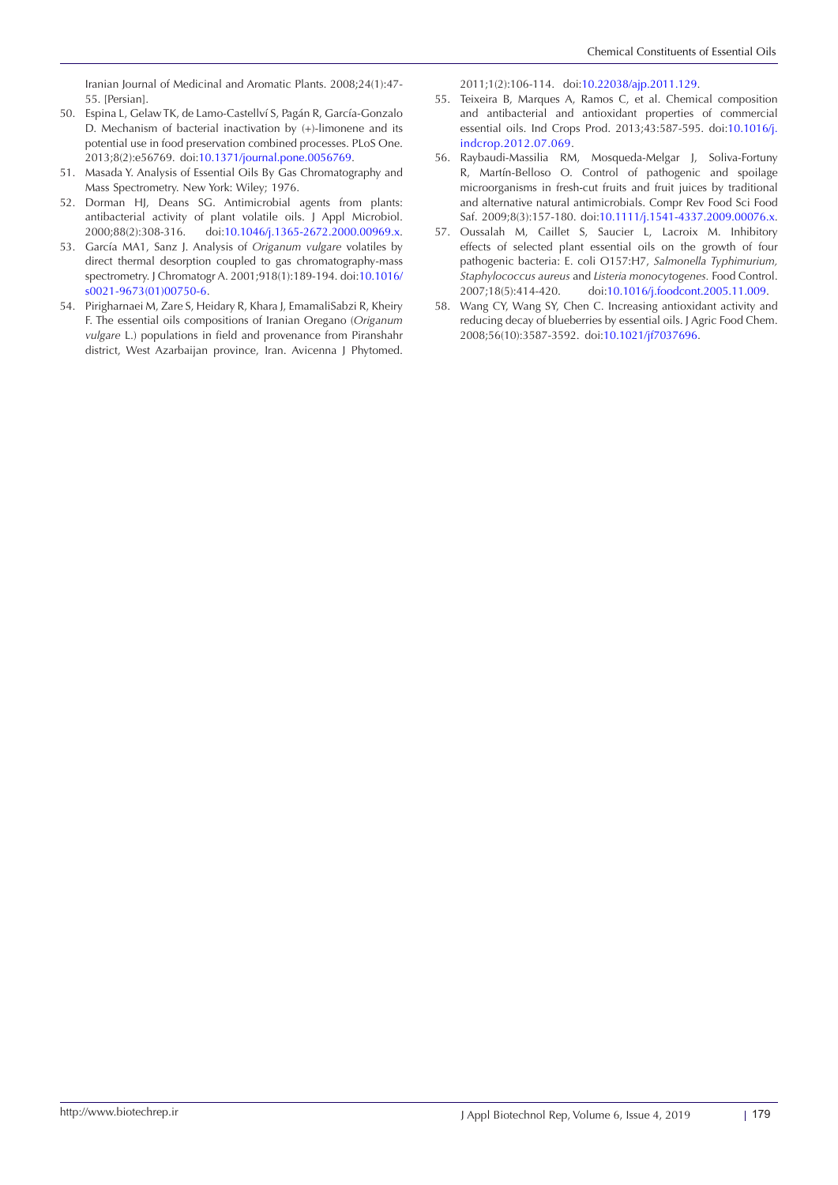Iranian Journal of Medicinal and Aromatic Plants. 2008;24(1):47-55. [Persian].

50. Espina L, Gelaw TK, de Lamo-Castellví S, Pagán R, García-Gonzalo D. Mechanism of bacterial inactivation by (+)-limonene and its potential use in food preservation combined processes. PLoS One. 2013;8(2):e56769. doi:10.1371/journal.pone.0056769.
51. Masada Y. Analysis of Essential Oils By Gas Chromatography and Mass Spectrometry. New York: Wiley; 1976.
52. Dorman HJ, Deans SG. Antimicrobial agents from plants: antibacterial activity of plant volatile oils. J Appl Microbiol. 2000;88(2):308-316. doi:10.1046/j.1365-2672.2000.00969.x.
53. García MA1, Sanz J. Analysis of *Origanum vulgare* volatiles by direct thermal desorption coupled to gas chromatography-mass spectrometry. J Chromatogr A. 2001;918(1):189-194. doi:10.1016/s0021-9673(01)00750-6.
54. Pirigharnaei M, Zare S, Heidary R, Khara J, EmamaliSabzi R, Kheiry F. The essential oils compositions of Iranian Oregano (*Origanum vulgare* L.) populations in field and provenance from Piranshahr district, West Azarbaijan province, Iran. Avicenna J Phytomed. 2011;1(2):106-114. doi:10.22038/ajp.2011.129.
55. Teixeira B, Marques A, Ramos C, et al. Chemical composition and antibacterial and antioxidant properties of commercial essential oils. Ind Crops Prod. 2013;43:587-595. doi:10.1016/j.indcrop.2012.07.069.
56. Raybaudi-Massilia RM, Mosqueda-Melgar J, Soliva-Fortuny R, Martín-Belloso O. Control of pathogenic and spoilage microorganisms in fresh-cut fruits and fruit juices by traditional and alternative natural antimicrobials. Compr Rev Food Sci Food Saf. 2009;8(3):157-180. doi:10.1111/j.1541-4337.2009.00076.x.
57. Oussalah M, Caillet S, Saucier L, Lacroix M. Inhibitory effects of selected plant essential oils on the growth of four pathogenic bacteria: E. coli O157:H7, *Salmonella Typhimurium, Staphylococcus aureus* and *Listeria monocytogenes.* Food Control. 2007;18(5):414-420. doi:10.1016/j.foodcont.2005.11.009.
58. Wang CY, Wang SY, Chen C. Increasing antioxidant activity and reducing decay of blueberries by essential oils. J Agric Food Chem. 2008;56(10):3587-3592. doi:10.1021/jf7037696.